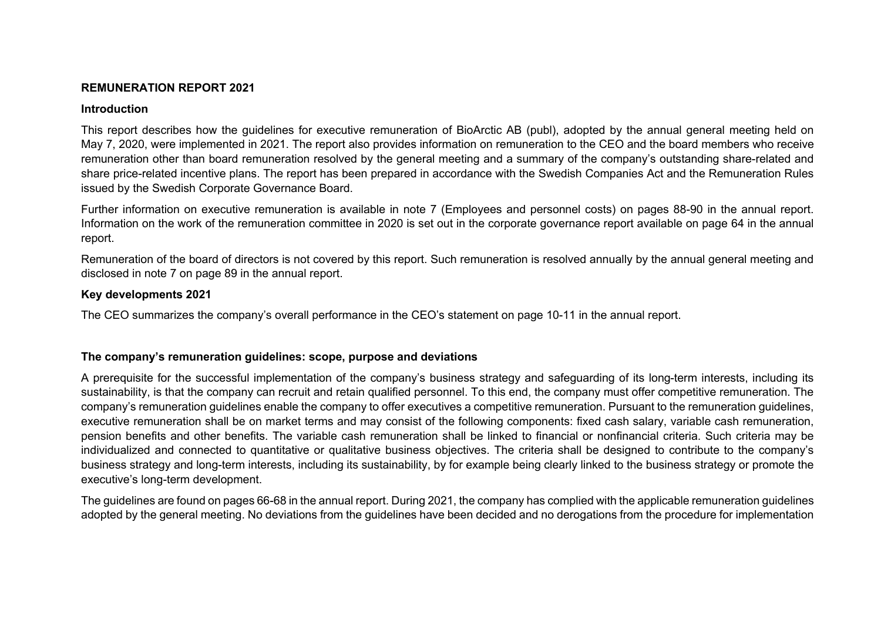# REMUNERATION REPORT 2021

## Introduction

This report describes how the guidelines for executive remuneration of BioArctic AB (publ), adopted by the annual general meeting held on May 7, 2020, were implemented in 2021. The report also provides information on remuneration to the CEO and the board members who receive remuneration other than board remuneration resolved by the general meeting and a summary of the company's outstanding share-related and share price-related incentive plans. The report has been prepared in accordance with the Swedish Companies Act and the Remuneration Rules issued by the Swedish Corporate Governance Board.

Further information on executive remuneration is available in note 7 (Employees and personnel costs) on pages 88-90 in the annual report. Information on the work of the remuneration committee in 2020 is set out in the corporate governance report available on page 64 in the annual report.

Remuneration of the board of directors is not covered by this report. Such remuneration is resolved annually by the annual general meeting and disclosed in note 7 on page 89 in the annual report.

## Key developments 2021

The CEO summarizes the company's overall performance in the CEO's statement on page 10-11 in the annual report.

## The company's remuneration guidelines: scope, purpose and deviations

A prerequisite for the successful implementation of the company's business strategy and safeguarding of its long-term interests, including its sustainability, is that the company can recruit and retain qualified personnel. To this end, the company must offer competitive remuneration. The company's remuneration guidelines enable the company to offer executives a competitive remuneration. Pursuant to the remuneration guidelines, executive remuneration shall be on market terms and may consist of the following components: fixed cash salary, variable cash remuneration, pension benefits and other benefits. The variable cash remuneration shall be linked to financial or nonfinancial criteria. Such criteria may be individualized and connected to quantitative or qualitative business objectives. The criteria shall be designed to contribute to the company's business strategy and long-term interests, including its sustainability, by for example being clearly linked to the business strategy or promote the executive's long-term development.

The guidelines are found on pages 66-68 in the annual report. During 2021, the company has complied with the applicable remuneration guidelines adopted by the general meeting. No deviations from the guidelines have been decided and no derogations from the procedure for implementation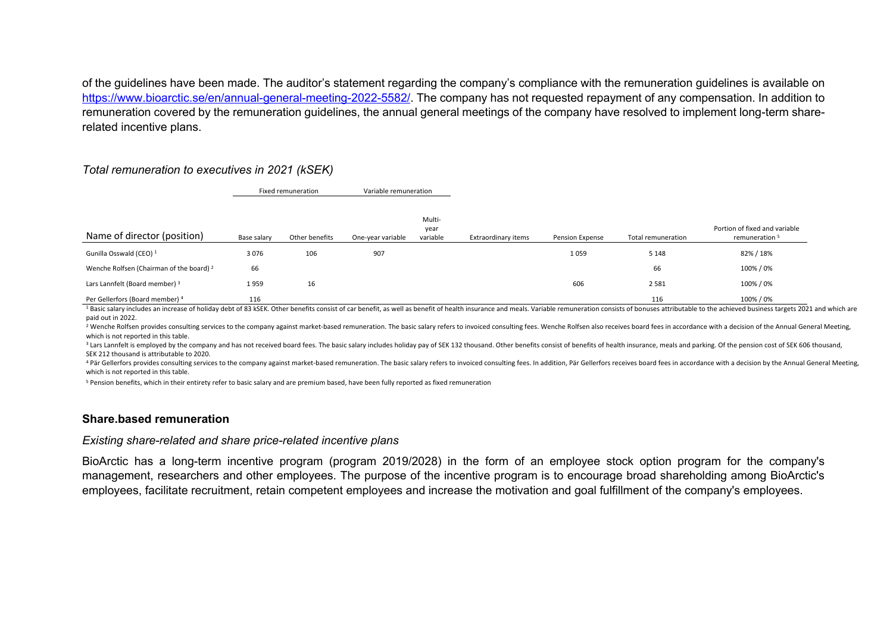of the guidelines have been made. The auditor's statement regarding the company's compliance with the remuneration guidelines is available on https://www.bioarctic.se/en/annual-general-meeting-2022-5582/. The company has not requested repayment of any compensation. In addition to remuneration covered by the remuneration guidelines, the annual general meetings of the company have resolved to implement long-term share-related incentive plans.

*Total remuneration to executives in 2021 (kSEK)*

| | Fixed remuneration | | Variable remuneration | | | | | |
|---|---|---|---|---|---|---|---|---|
| Name of director (position) | Base salary | Other benefits | One-year variable | Multi-year variable | Extraordinary items | Pension Expense | Total remuneration | Portion of fixed and variable remuneration [5] |
| Gunilla Osswald (CEO) [1] | 3 076 | 106 | 907 | | | 1 059 | 5 148 | 82% / 18% |
| Wenche Rolfsen (Chairman of the board) [2] | 66 | | | | | | 66 | 100% / 0% |
| Lars Lannfelt (Board member) [3] | 1 959 | 16 | | | | 606 | 2 581 | 100% / 0% |
| Per Gellerfors (Board member) [4] | 116 | | | | | | 116 | 100% / 0% |

[1] Basic salary includes an increase of holiday debt of 83 kSEK. Other benefits consist of car benefit, as well as benefit of health insurance and meals. Variable remuneration consists of bonuses attributable to the achieved business targets 2021 and which are paid out in 2022.

[2] Wenche Rolfsen provides consulting services to the company against market-based remuneration. The basic salary refers to invoiced consulting fees. Wenche Rolfsen also receives board fees in accordance with a decision of the Annual General Meeting, which is not reported in this table.

[3] Lars Lannfelt is employed by the company and has not received board fees. The basic salary includes holiday pay of SEK 132 thousand. Other benefits consist of benefits of health insurance, meals and parking. Of the pension cost of SEK 606 thousand, SEK 212 thousand is attributable to 2020.

[4] Pär Gellerfors provides consulting services to the company against market-based remuneration. The basic salary refers to invoiced consulting fees. In addition, Pär Gellerfors receives board fees in accordance with a decision by the Annual General Meeting, which is not reported in this table.

[5] Pension benefits, which in their entirety refer to basic salary and are premium based, have been fully reported as fixed remuneration

## Share.based remuneration

*Existing share-related and share price-related incentive plans*

BioArctic has a long-term incentive program (program 2019/2028) in the form of an employee stock option program for the company's management, researchers and other employees. The purpose of the incentive program is to encourage broad shareholding among BioArctic's employees, facilitate recruitment, retain competent employees and increase the motivation and goal fulfillment of the company's employees.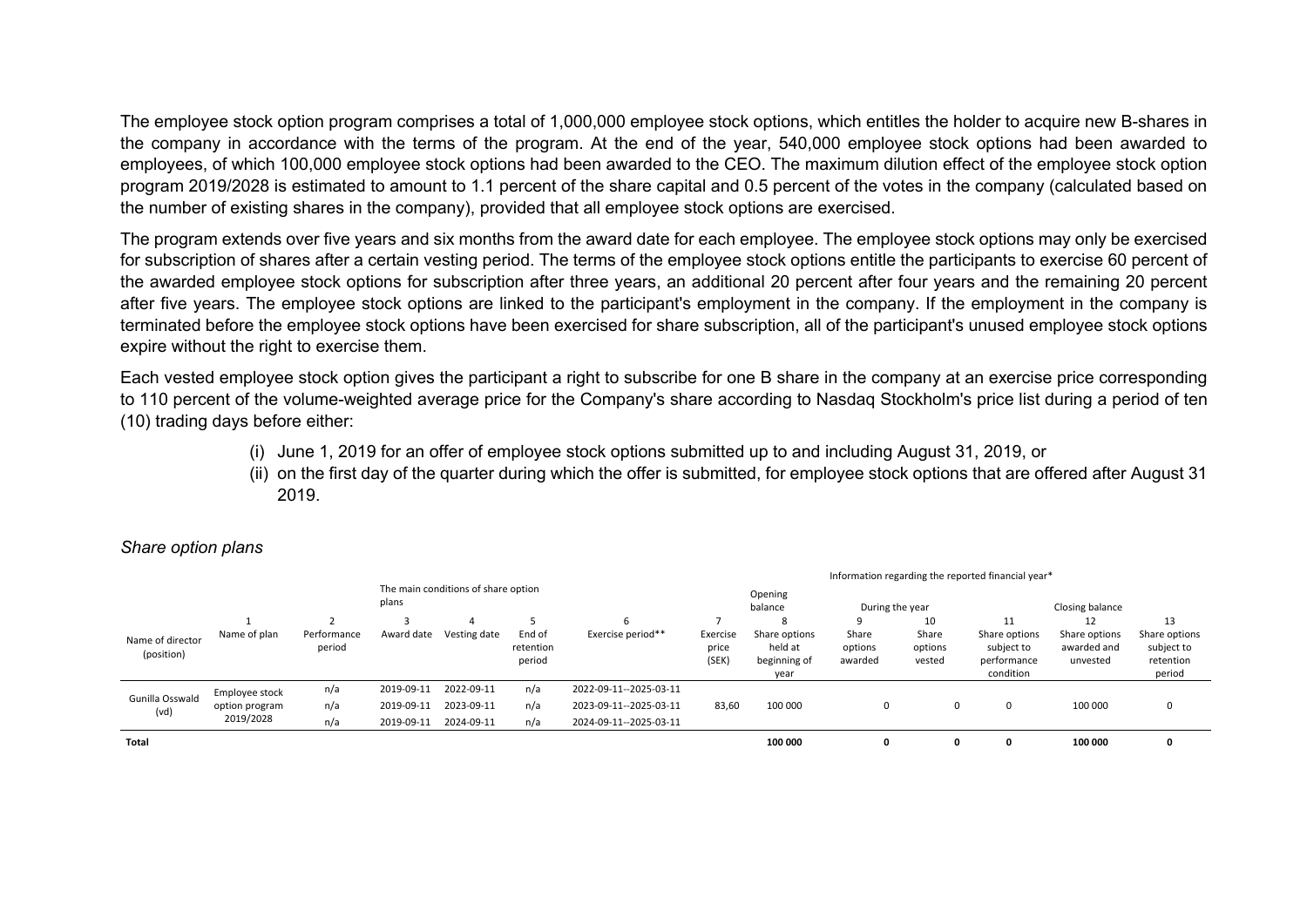The employee stock option program comprises a total of 1,000,000 employee stock options, which entitles the holder to acquire new B-shares in the company in accordance with the terms of the program. At the end of the year, 540,000 employee stock options had been awarded to employees, of which 100,000 employee stock options had been awarded to the CEO. The maximum dilution effect of the employee stock option program 2019/2028 is estimated to amount to 1.1 percent of the share capital and 0.5 percent of the votes in the company (calculated based on the number of existing shares in the company), provided that all employee stock options are exercised.

The program extends over five years and six months from the award date for each employee. The employee stock options may only be exercised for subscription of shares after a certain vesting period. The terms of the employee stock options entitle the participants to exercise 60 percent of the awarded employee stock options for subscription after three years, an additional 20 percent after four years and the remaining 20 percent after five years. The employee stock options are linked to the participant's employment in the company. If the employment in the company is terminated before the employee stock options have been exercised for share subscription, all of the participant's unused employee stock options expire without the right to exercise them.

Each vested employee stock option gives the participant a right to subscribe for one B share in the company at an exercise price corresponding to 110 percent of the volume-weighted average price for the Company's share according to Nasdaq Stockholm's price list during a period of ten (10) trading days before either:

(i) June 1, 2019 for an offer of employee stock options submitted up to and including August 31, 2019, or
(ii) on the first day of the quarter during which the offer is submitted, for employee stock options that are offered after August 31 2019.

*Share option plans*

| | The main conditions of share option plans | | | | | | | Information regarding the reported financial year* | | | | | | |
|---|---|---|---|---|---|---|---|---|---|---|---|---|---|
| | | | | | | | | Opening balance | During the year | | | Closing balance | |
| Name of director (position) | 1<br>Name of plan | 2<br>Performance period | 3<br>Award date | 4<br>Vesting date | 5<br>End of retention period | 6<br>Exercise period** | 7<br>Exercise price (SEK) | 8<br>Share options held at beginning of year | 9<br>Share options awarded | 10<br>Share options vested | 11<br>Share options subject to performance condition | 12<br>Share options awarded and unvested | 13<br>Share options subject to retention period |
| Gunilla Osswald (vd) | Employee stock option program 2019/2028 | n/a | 2019-09-11 | 2022-09-11 | n/a | 2022-09-11--2025-03-11 | 83,60 | 100 000 | 0 | 0 | 0 | 100 000 | 0 |
| | | n/a | 2019-09-11 | 2023-09-11 | n/a | 2023-09-11--2025-03-11 | | | | | | | |
| | | n/a | 2019-09-11 | 2024-09-11 | n/a | 2024-09-11--2025-03-11 | | | | | | | |
| **Total** | | | | | | | | **100 000** | **0** | **0** | **0** | **100 000** | **0** |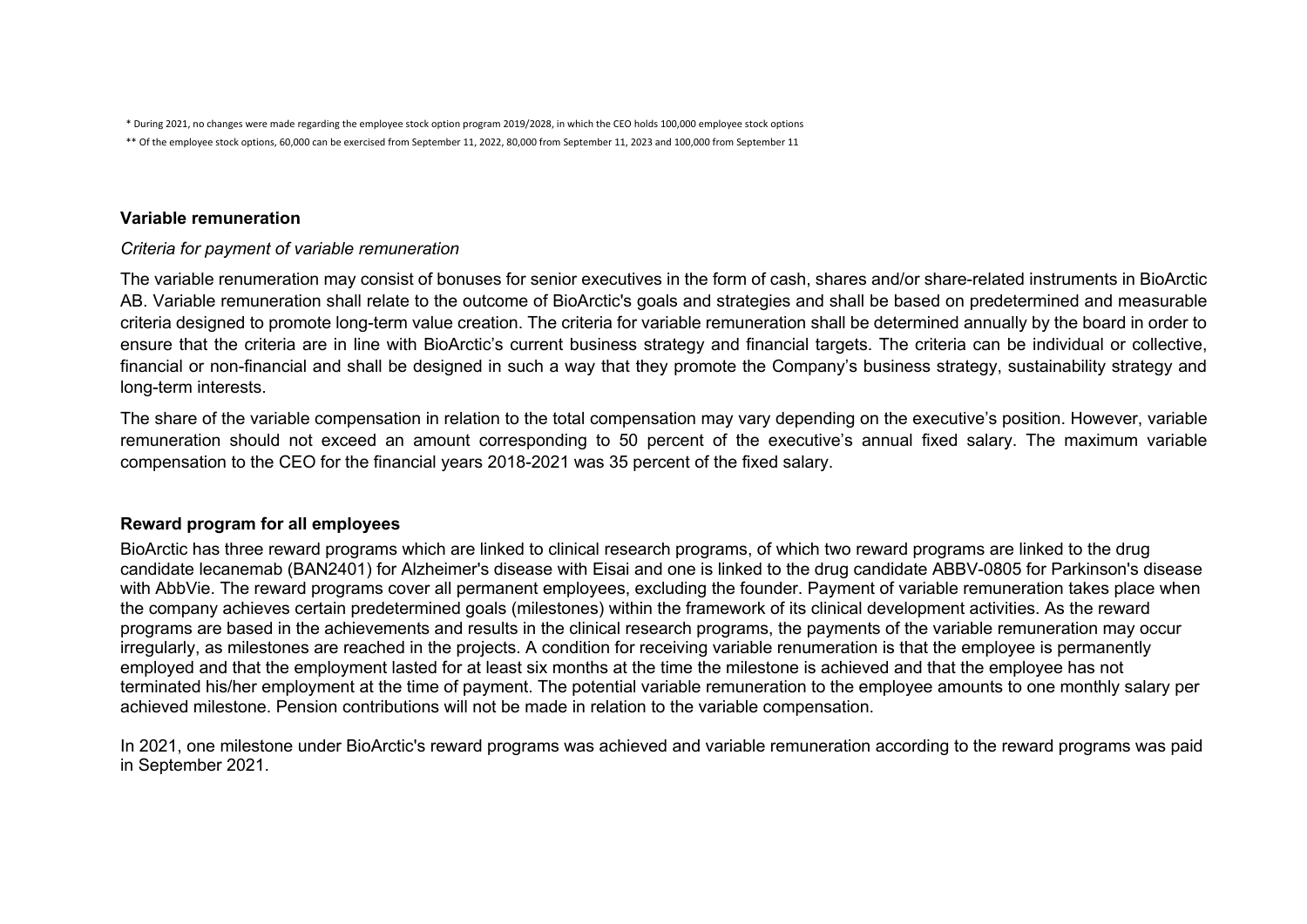* During 2021, no changes were made regarding the employee stock option program 2019/2028, in which the CEO holds 100,000 employee stock options

** Of the employee stock options, 60,000 can be exercised from September 11, 2022, 80,000 from September 11, 2023 and 100,000 from September 11

## Variable remuneration

*Criteria for payment of variable remuneration*

The variable renumeration may consist of bonuses for senior executives in the form of cash, shares and/or share-related instruments in BioArctic AB. Variable remuneration shall relate to the outcome of BioArctic's goals and strategies and shall be based on predetermined and measurable criteria designed to promote long-term value creation. The criteria for variable remuneration shall be determined annually by the board in order to ensure that the criteria are in line with BioArctic's current business strategy and financial targets. The criteria can be individual or collective, financial or non-financial and shall be designed in such a way that they promote the Company's business strategy, sustainability strategy and long-term interests.

The share of the variable compensation in relation to the total compensation may vary depending on the executive's position. However, variable remuneration should not exceed an amount corresponding to 50 percent of the executive's annual fixed salary. The maximum variable compensation to the CEO for the financial years 2018-2021 was 35 percent of the fixed salary.

## Reward program for all employees

BioArctic has three reward programs which are linked to clinical research programs, of which two reward programs are linked to the drug candidate lecanemab (BAN2401) for Alzheimer's disease with Eisai and one is linked to the drug candidate ABBV-0805 for Parkinson's disease with AbbVie. The reward programs cover all permanent employees, excluding the founder. Payment of variable remuneration takes place when the company achieves certain predetermined goals (milestones) within the framework of its clinical development activities. As the reward programs are based in the achievements and results in the clinical research programs, the payments of the variable remuneration may occur irregularly, as milestones are reached in the projects. A condition for receiving variable renumeration is that the employee is permanently employed and that the employment lasted for at least six months at the time the milestone is achieved and that the employee has not terminated his/her employment at the time of payment. The potential variable remuneration to the employee amounts to one monthly salary per achieved milestone. Pension contributions will not be made in relation to the variable compensation.

In 2021, one milestone under BioArctic's reward programs was achieved and variable remuneration according to the reward programs was paid in September 2021.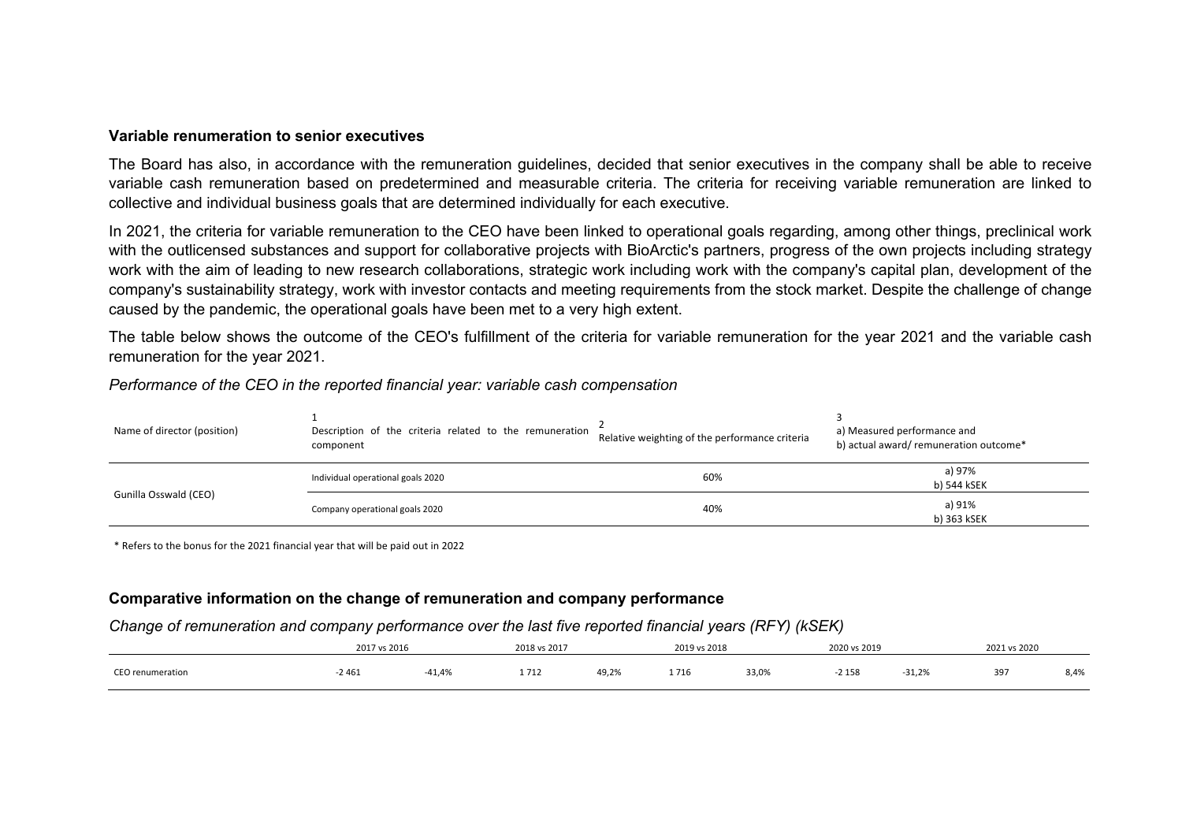### Variable renumeration to senior executives

The Board has also, in accordance with the remuneration guidelines, decided that senior executives in the company shall be able to receive variable cash remuneration based on predetermined and measurable criteria. The criteria for receiving variable remuneration are linked to collective and individual business goals that are determined individually for each executive.

In 2021, the criteria for variable remuneration to the CEO have been linked to operational goals regarding, among other things, preclinical work with the outlicensed substances and support for collaborative projects with BioArctic's partners, progress of the own projects including strategy work with the aim of leading to new research collaborations, strategic work including work with the company's capital plan, development of the company's sustainability strategy, work with investor contacts and meeting requirements from the stock market. Despite the challenge of change caused by the pandemic, the operational goals have been met to a very high extent.

The table below shows the outcome of the CEO's fulfillment of the criteria for variable remuneration for the year 2021 and the variable cash remuneration for the year 2021.

*Performance of the CEO in the reported financial year: variable cash compensation*

| Name of director (position) | 1<br>Description of the criteria related to the remuneration component | 2<br>Relative weighting of the performance criteria | 3<br>a) Measured performance and<br>b) actual award/ remuneration outcome* |
|---|---|---|---|
| Gunilla Osswald (CEO) | Individual operational goals 2020 | 60% | a) 97%<br>b) 544 kSEK |
| | Company operational goals 2020 | 40% | a) 91%<br>b) 363 kSEK |

\* Refers to the bonus for the 2021 financial year that will be paid out in 2022

### Comparative information on the change of remuneration and company performance

*Change of remuneration and company performance over the last five reported financial years (RFY) (kSEK)*

| | 2017 vs 2016 | | 2018 vs 2017 | | 2019 vs 2018 | | 2020 vs 2019 | | 2021 vs 2020 | |
|---|---|---|---|---|---|---|---|---|---|---|
| CEO renumeration | -2 461 | -41,4% | 1 712 | 49,2% | 1 716 | 33,0% | -2 158 | -31,2% | 397 | 8,4% |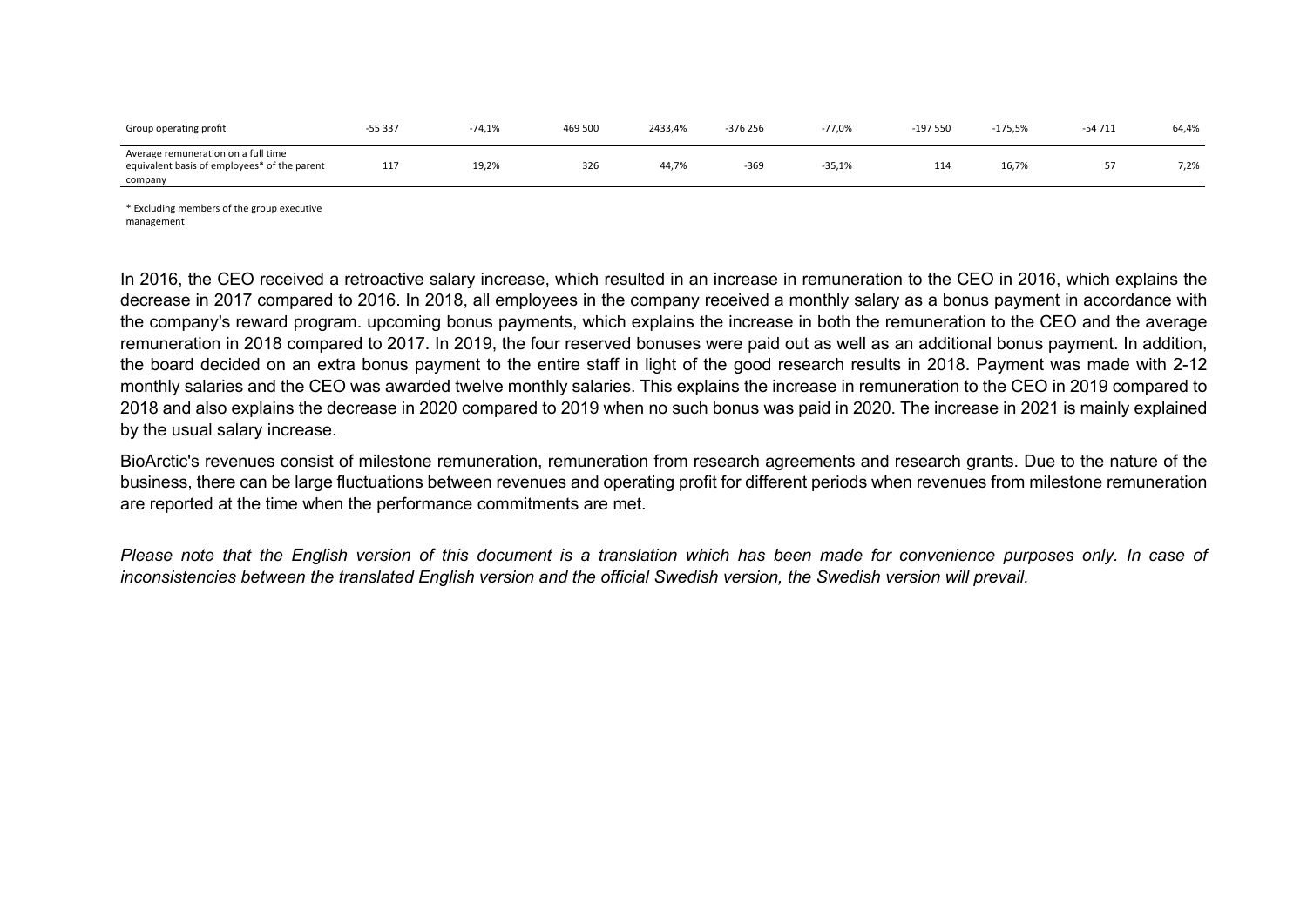| | | | | | | | | | | |
|---|---|---|---|---|---|---|---|---|---|---|
| Group operating profit | -55 337 | -74,1% | 469 500 | 2433,4% | -376 256 | -77,0% | -197 550 | -175,5% | -54 711 | 64,4% |
| Average remuneration on a full time equivalent basis of employees* of the parent company | 117 | 19,2% | 326 | 44,7% | -369 | -35,1% | 114 | 16,7% | 57 | 7,2% |

* Excluding members of the group executive management

In 2016, the CEO received a retroactive salary increase, which resulted in an increase in remuneration to the CEO in 2016, which explains the decrease in 2017 compared to 2016. In 2018, all employees in the company received a monthly salary as a bonus payment in accordance with the company's reward program. upcoming bonus payments, which explains the increase in both the remuneration to the CEO and the average remuneration in 2018 compared to 2017. In 2019, the four reserved bonuses were paid out as well as an additional bonus payment. In addition, the board decided on an extra bonus payment to the entire staff in light of the good research results in 2018. Payment was made with 2-12 monthly salaries and the CEO was awarded twelve monthly salaries. This explains the increase in remuneration to the CEO in 2019 compared to 2018 and also explains the decrease in 2020 compared to 2019 when no such bonus was paid in 2020. The increase in 2021 is mainly explained by the usual salary increase.

BioArctic's revenues consist of milestone remuneration, remuneration from research agreements and research grants. Due to the nature of the business, there can be large fluctuations between revenues and operating profit for different periods when revenues from milestone remuneration are reported at the time when the performance commitments are met.

*Please note that the English version of this document is a translation which has been made for convenience purposes only. In case of inconsistencies between the translated English version and the official Swedish version, the Swedish version will prevail.*